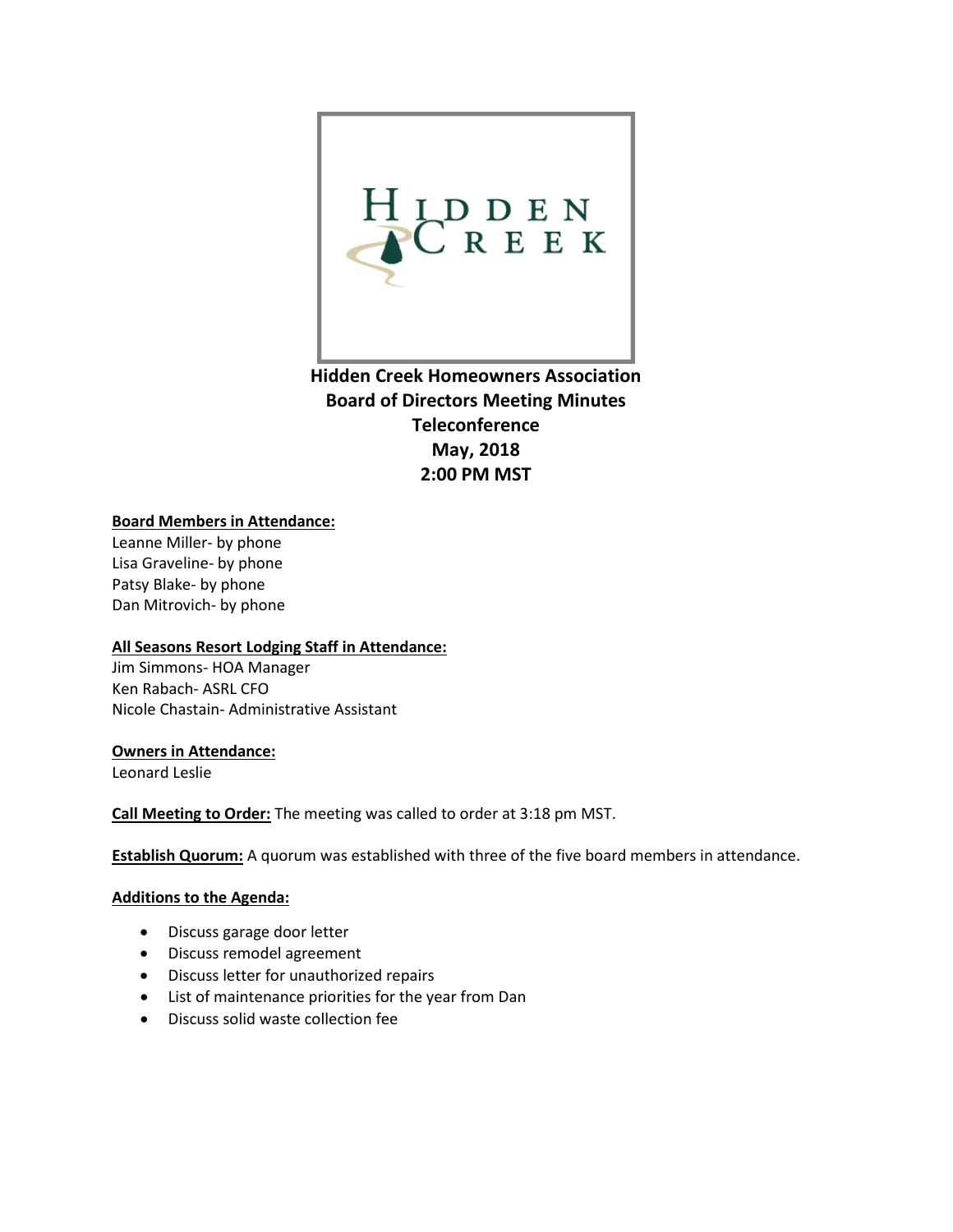**Hidden Creek Homeowners Association**
**Board of Directors Meeting Minutes**
**Teleconference**
**May, 2018**
**2:00 PM MST**

**Board Members in Attendance:**
Leanne Miller- by phone
Lisa Graveline- by phone
Patsy Blake- by phone
Dan Mitrovich- by phone

**All Seasons Resort Lodging Staff in Attendance:**
Jim Simmons- HOA Manager
Ken Rabach- ASRL CFO
Nicole Chastain- Administrative Assistant

**Owners in Attendance:**
Leonard Leslie

**Call Meeting to Order:** The meeting was called to order at 3:18 pm MST.

**Establish Quorum:** A quorum was established with three of the five board members in attendance.

**Additions to the Agenda:**

- Discuss garage door letter
- Discuss remodel agreement
- Discuss letter for unauthorized repairs
- List of maintenance priorities for the year from Dan
- Discuss solid waste collection fee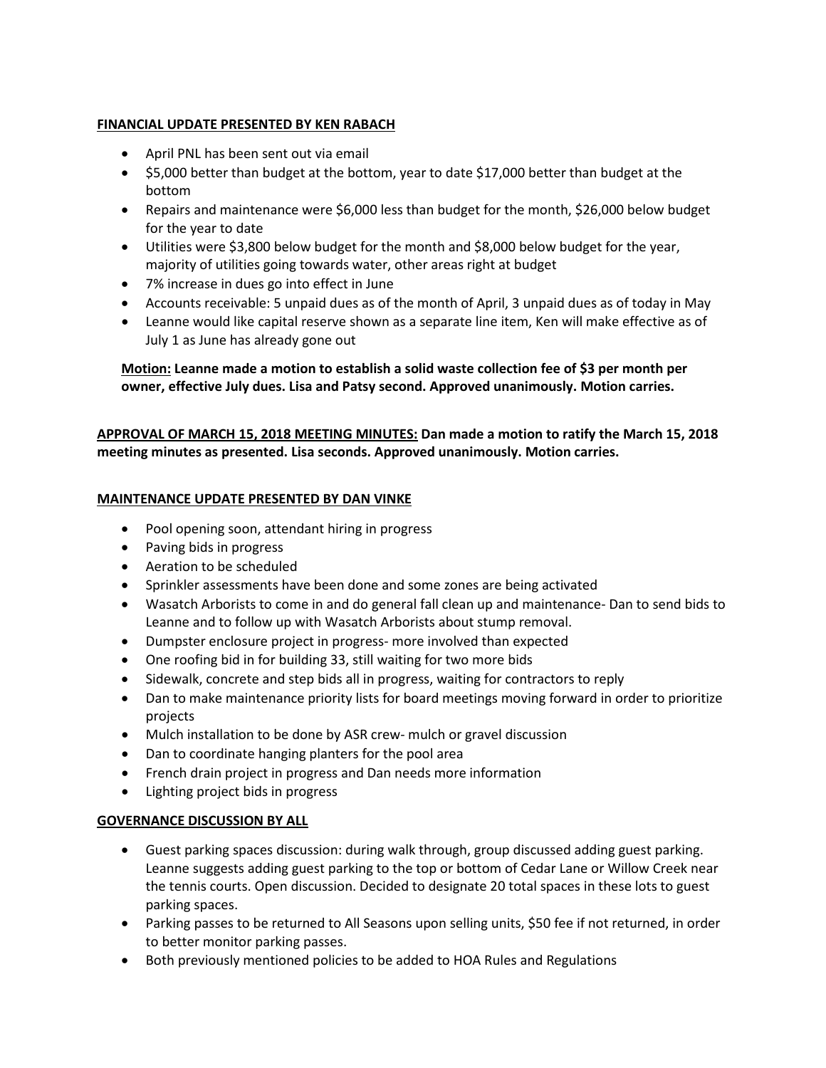**<u>FINANCIAL UPDATE PRESENTED BY KEN RABACH</u>**

- April PNL has been sent out via email
- $5,000 better than budget at the bottom, year to date $17,000 better than budget at the bottom
- Repairs and maintenance were $6,000 less than budget for the month, $26,000 below budget for the year to date
- Utilities were $3,800 below budget for the month and $8,000 below budget for the year, majority of utilities going towards water, other areas right at budget
- 7% increase in dues go into effect in June
- Accounts receivable: 5 unpaid dues as of the month of April, 3 unpaid dues as of today in May
- Leanne would like capital reserve shown as a separate line item, Ken will make effective as of July 1 as June has already gone out

**<u>Motion:</u> Leanne made a motion to establish a solid waste collection fee of $3 per month per owner, effective July dues. Lisa and Patsy second. Approved unanimously. Motion carries.**

**<u>APPROVAL OF MARCH 15, 2018 MEETING MINUTES:</u> Dan made a motion to ratify the March 15, 2018 meeting minutes as presented. Lisa seconds. Approved unanimously. Motion carries.**

**<u>MAINTENANCE UPDATE PRESENTED BY DAN VINKE</u>**

- Pool opening soon, attendant hiring in progress
- Paving bids in progress
- Aeration to be scheduled
- Sprinkler assessments have been done and some zones are being activated
- Wasatch Arborists to come in and do general fall clean up and maintenance- Dan to send bids to Leanne and to follow up with Wasatch Arborists about stump removal.
- Dumpster enclosure project in progress- more involved than expected
- One roofing bid in for building 33, still waiting for two more bids
- Sidewalk, concrete and step bids all in progress, waiting for contractors to reply
- Dan to make maintenance priority lists for board meetings moving forward in order to prioritize projects
- Mulch installation to be done by ASR crew- mulch or gravel discussion
- Dan to coordinate hanging planters for the pool area
- French drain project in progress and Dan needs more information
- Lighting project bids in progress

**<u>GOVERNANCE DISCUSSION BY ALL</u>**

- Guest parking spaces discussion: during walk through, group discussed adding guest parking. Leanne suggests adding guest parking to the top or bottom of Cedar Lane or Willow Creek near the tennis courts. Open discussion. Decided to designate 20 total spaces in these lots to guest parking spaces.
- Parking passes to be returned to All Seasons upon selling units, $50 fee if not returned, in order to better monitor parking passes.
- Both previously mentioned policies to be added to HOA Rules and Regulations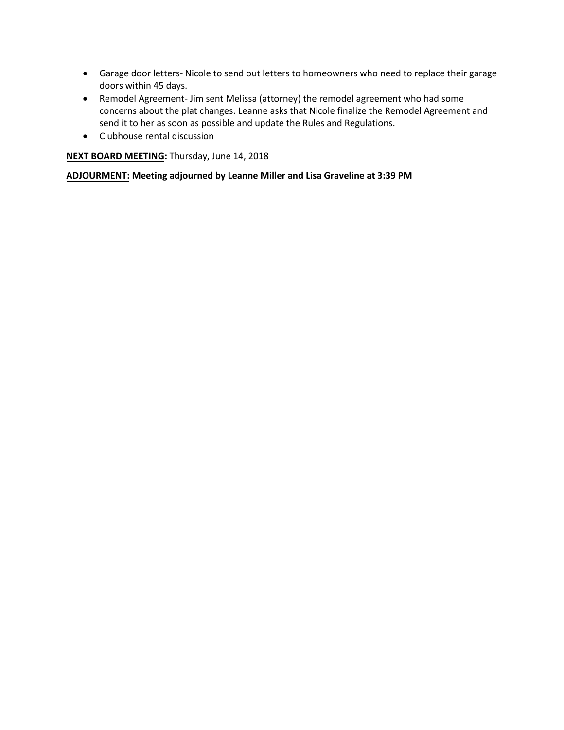- Garage door letters- Nicole to send out letters to homeowners who need to replace their garage doors within 45 days.
- Remodel Agreement- Jim sent Melissa (attorney) the remodel agreement who had some concerns about the plat changes. Leanne asks that Nicole finalize the Remodel Agreement and send it to her as soon as possible and update the Rules and Regulations.
- Clubhouse rental discussion

**<u>NEXT BOARD MEETING</u>:** Thursday, June 14, 2018

**<u>ADJOURMENT:</u> Meeting adjourned by Leanne Miller and Lisa Graveline at 3:39 PM**